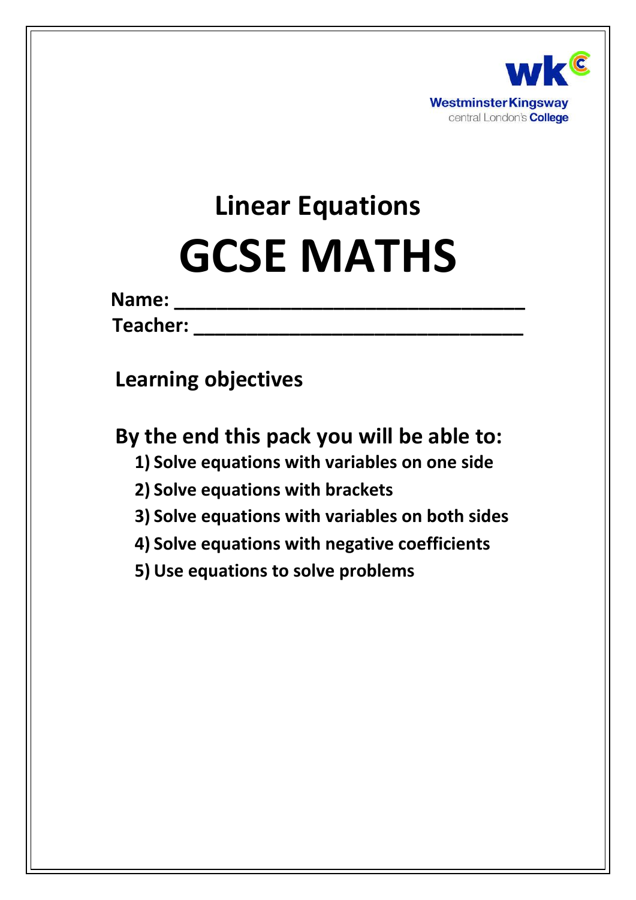Westminster Kingsway
central London's College

# Linear Equations

# GCSE MATHS

**Name:** ________________________________

**Teacher:** ______________________________

## Learning objectives

## By the end this pack you will be able to:

1) Solve equations with variables on one side
2) Solve equations with brackets
3) Solve equations with variables on both sides
4) Solve equations with negative coefficients
5) Use equations to solve problems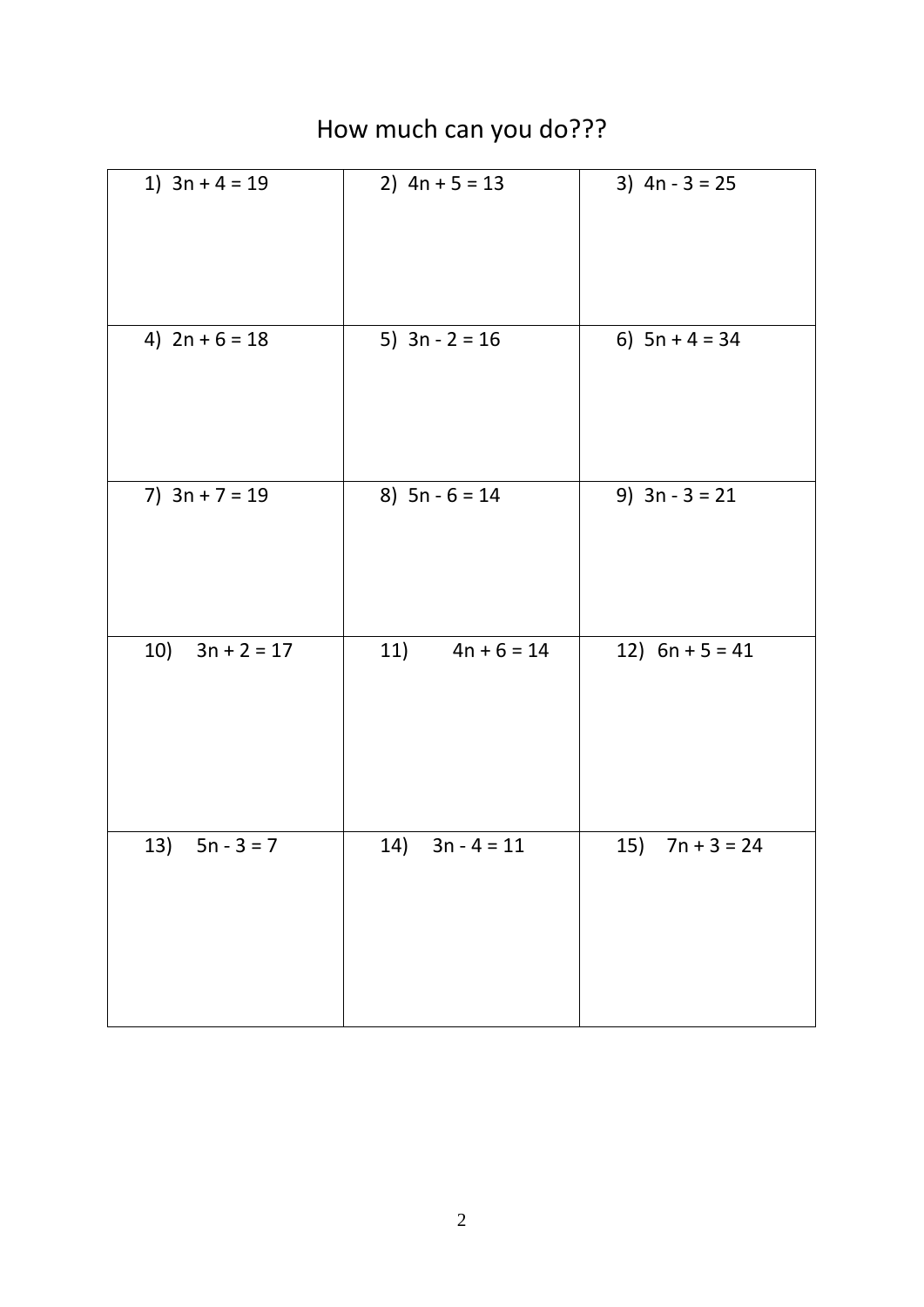# How much can you do???

| | | |
|---|---|---|
| 1) $3n + 4 = 19$ | 2) $4n + 5 = 13$ | 3) $4n - 3 = 25$ |
| 4) $2n + 6 = 18$ | 5) $3n - 2 = 16$ | 6) $5n + 4 = 34$ |
| 7) $3n + 7 = 19$ | 8) $5n - 6 = 14$ | 9) $3n - 3 = 21$ |
| 10) $3n + 2 = 17$ | 11) $4n + 6 = 14$ | 12) $6n + 5 = 41$ |
| 13) $5n - 3 = 7$ | 14) $3n - 4 = 11$ | 15) $7n + 3 = 24$ |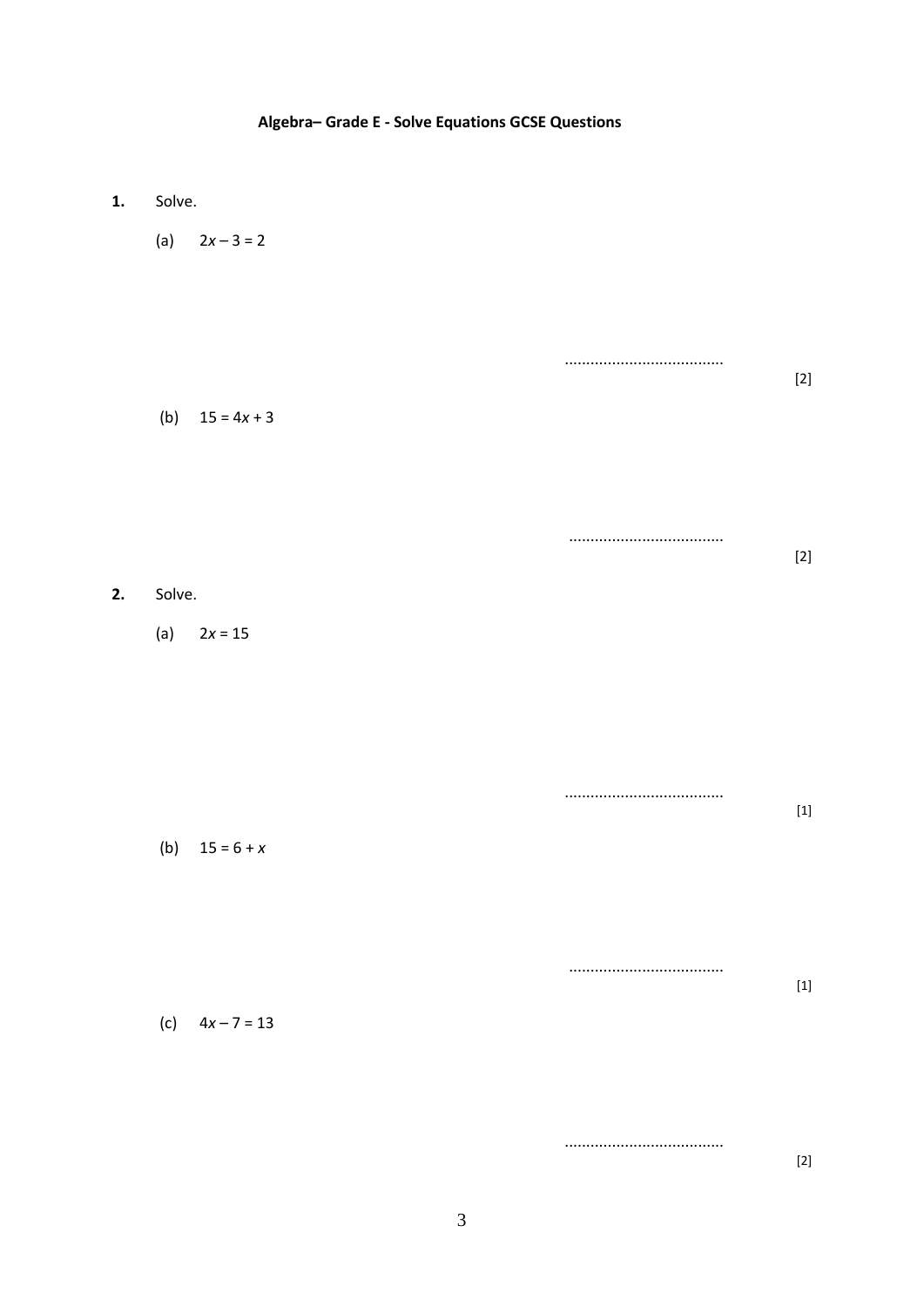**Algebra– Grade E - Solve Equations GCSE Questions**

**1.** Solve.

(a) $2x - 3 = 2$

.....................................

[2]

(b) $15 = 4x + 3$

.....................................

[2]

**2.** Solve.

(a) $2x = 15$

.....................................

[1]

(b) $15 = 6 + x$

.....................................

[1]

(c) $4x - 7 = 13$

.....................................

[2]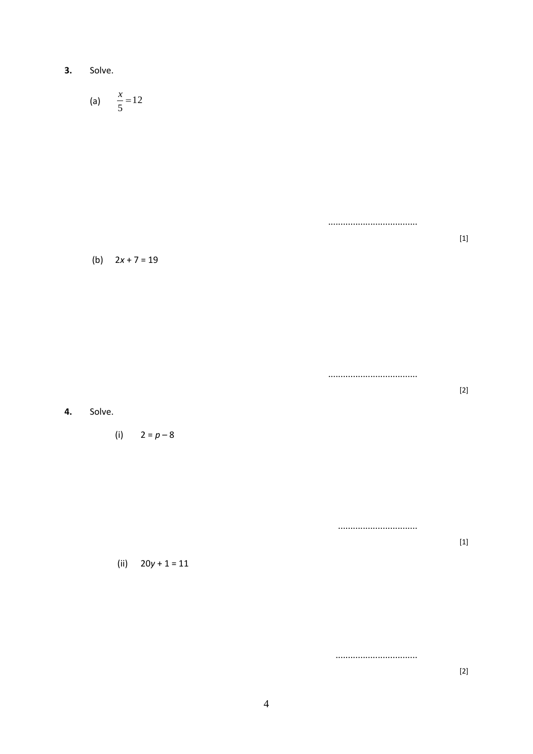**3.** Solve.

(a) $\dfrac{x}{5} = 12$

....................................

[1]

(b) $2x + 7 = 19$

....................................

[2]

**4.** Solve.

(i) $2 = p - 8$

................................

[1]

(ii) $20y + 1 = 11$

................................

[2]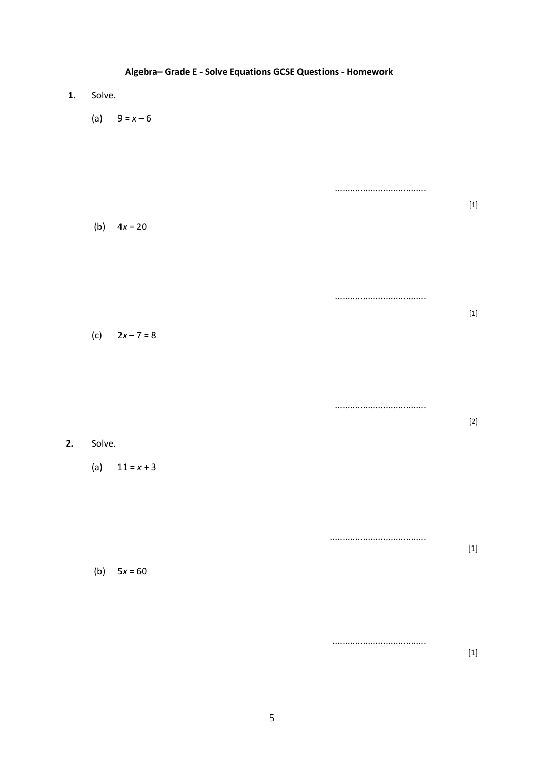**Algebra– Grade E - Solve Equations GCSE Questions - Homework**

**1.** Solve.

(a) $9 = x - 6$

....................................

[1]

(b) $4x = 20$

....................................

[1]

(c) $2x - 7 = 8$

....................................

[2]

**2.** Solve.

(a) $11 = x + 3$

......................................

[1]

(b) $5x = 60$

.....................................

[1]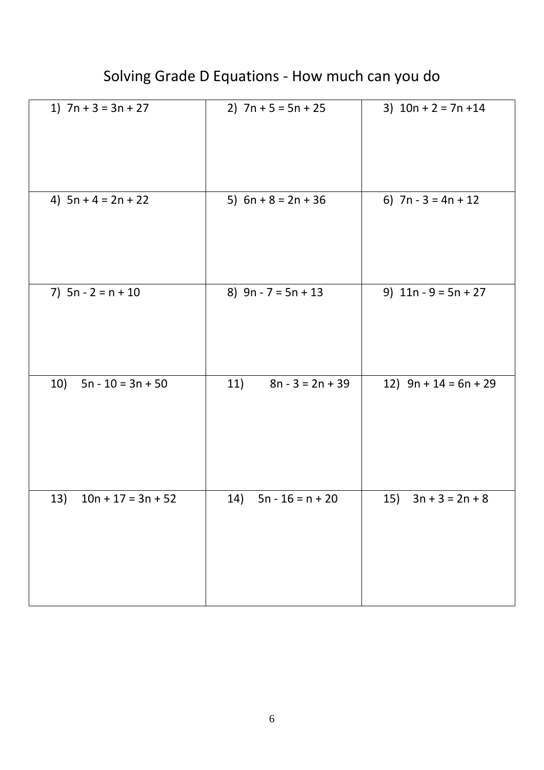# Solving Grade D Equations - How much can you do

| | | |
|---|---|---|
| 1) $7n + 3 = 3n + 27$ | 2) $7n + 5 = 5n + 25$ | 3) $10n + 2 = 7n + 14$ |
| 4) $5n + 4 = 2n + 22$ | 5) $6n + 8 = 2n + 36$ | 6) $7n - 3 = 4n + 12$ |
| 7) $5n - 2 = n + 10$ | 8) $9n - 7 = 5n + 13$ | 9) $11n - 9 = 5n + 27$ |
| 10) $5n - 10 = 3n + 50$ | 11) $8n - 3 = 2n + 39$ | 12) $9n + 14 = 6n + 29$ |
| 13) $10n + 17 = 3n + 52$ | 14) $5n - 16 = n + 20$ | 15) $3n + 3 = 2n + 8$ |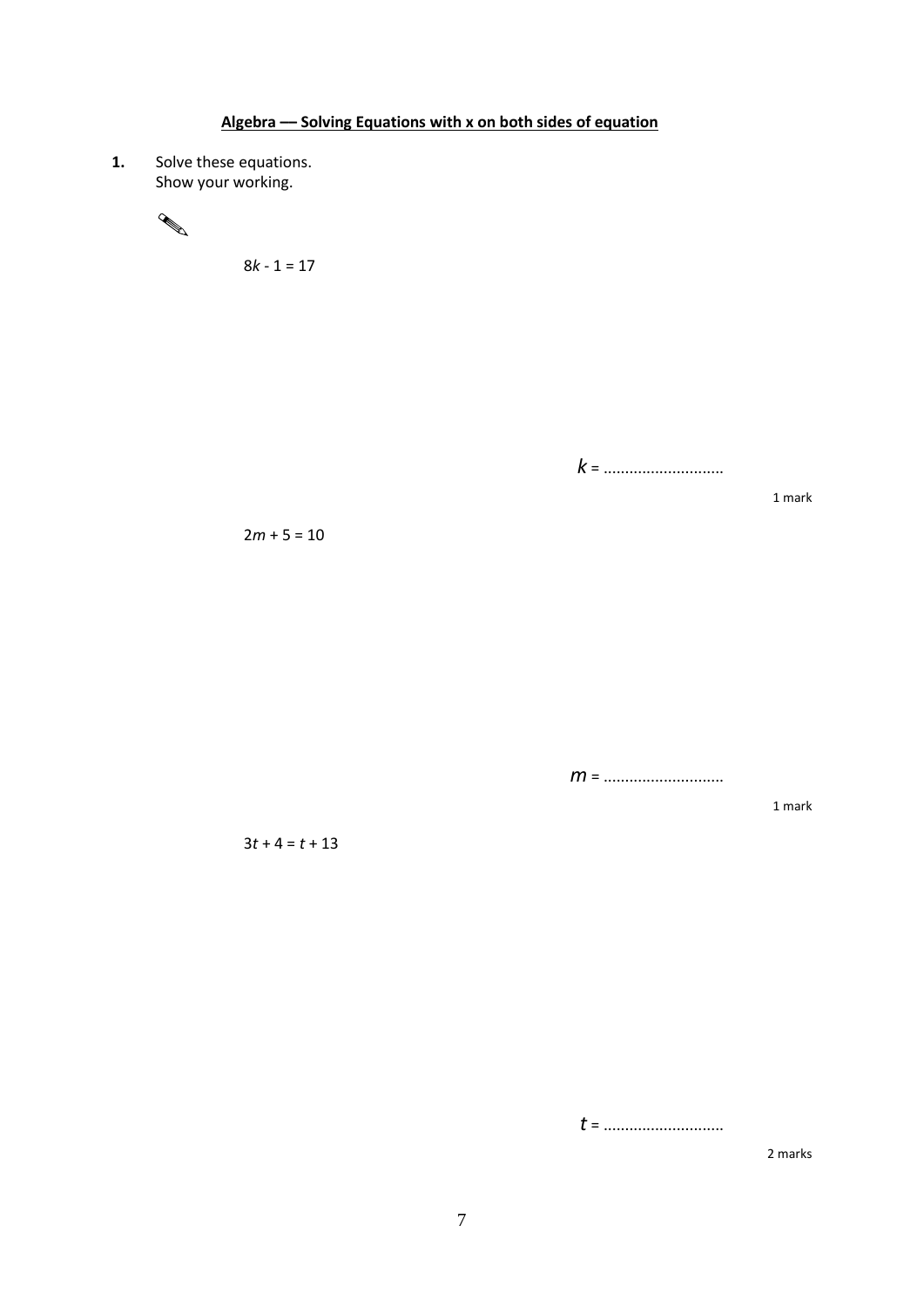## Algebra — Solving Equations with x on both sides of equation

**1.** Solve these equations.
Show your working.

$8k - 1 = 17$

$k$ = ............................

1 mark

$2m + 5 = 10$

$m$ = ............................

1 mark

$3t + 4 = t + 13$

$t$ = ............................

2 marks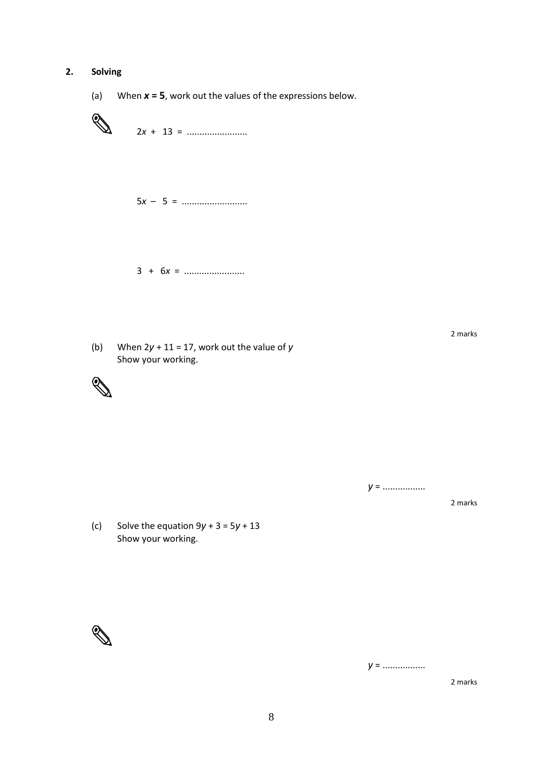## 2. Solving

(a) When $\boldsymbol{x = 5}$, work out the values of the expressions below.

$2x + 13 =$ ........................

$5x - 5 =$ ..........................

$3 + 6x =$ ........................

2 marks

(b) When $2y + 11 = 17$, work out the value of $y$
Show your working.

$y =$ .................

2 marks

(c) Solve the equation $9y + 3 = 5y + 13$
Show your working.

$y =$ .................

2 marks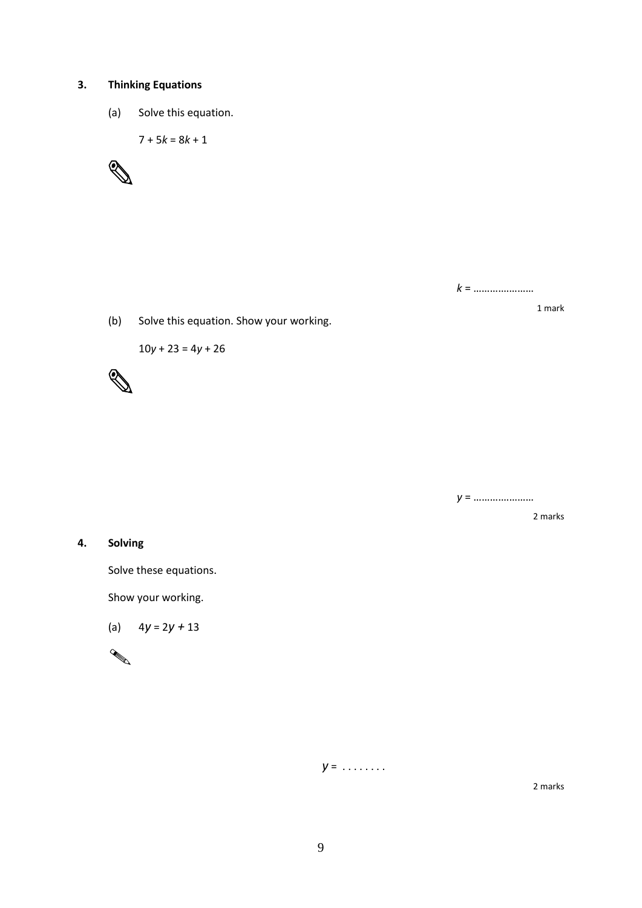**3. Thinking Equations**

(a) Solve this equation.

$7 + 5k = 8k + 1$

$k =$ ......................

1 mark

(b) Solve this equation. Show your working.

$10y + 23 = 4y + 26$

$y =$ ......................

2 marks

**4. Solving**

Solve these equations.

Show your working.

(a) $4y = 2y + 13$

$y =$ . . . . . . . .

2 marks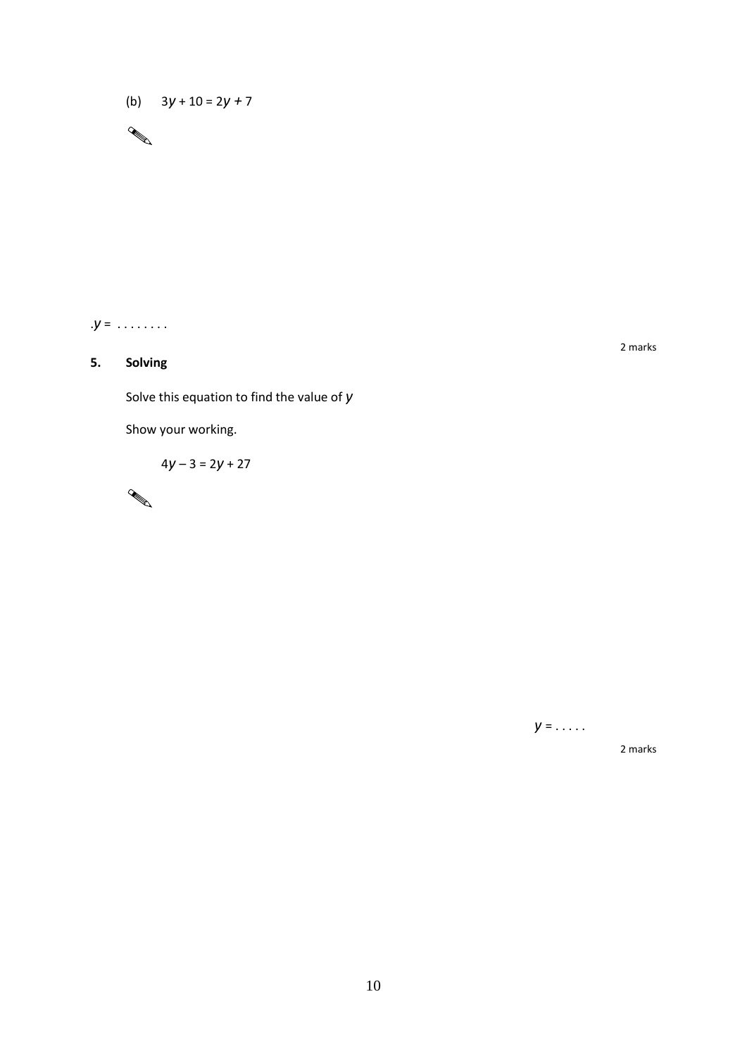(b) $3y + 10 = 2y + 7$

.$y$ = . . . . . . . .

2 marks

**5. Solving**

Solve this equation to find the value of $y$

Show your working.

$$4y - 3 = 2y + 27$$

$y$ = . . . . .

2 marks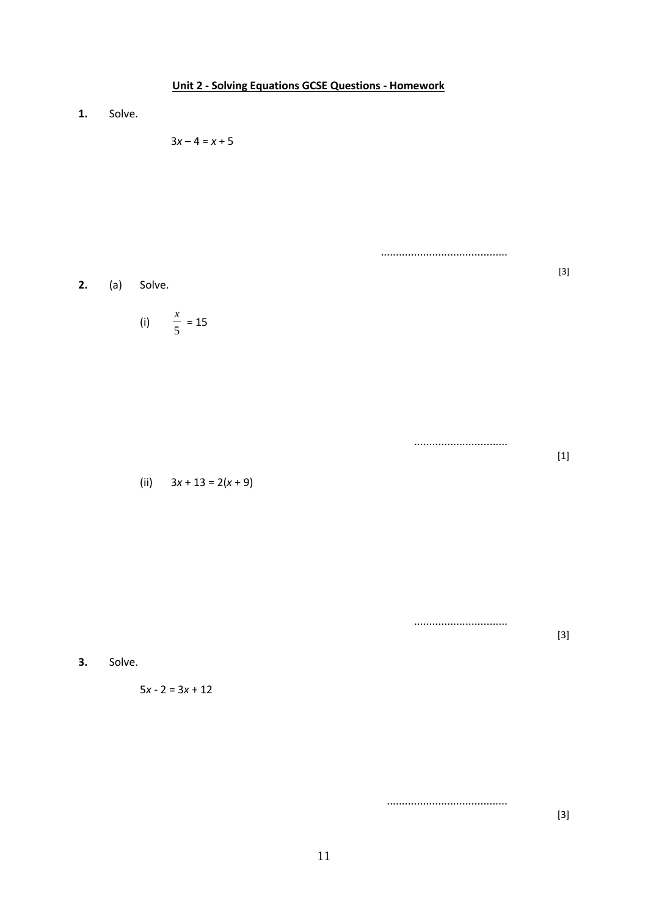## Unit 2 - Solving Equations GCSE Questions - Homework

**1.** Solve.

$$3x - 4 = x + 5$$

.........................................

[3]

**2.** (a) Solve.

(i) $\frac{x}{5} = 15$

...............................

[1]

(ii) $3x + 13 = 2(x + 9)$

...............................

[3]

**3.** Solve.

$$5x - 2 = 3x + 12$$

........................................

[3]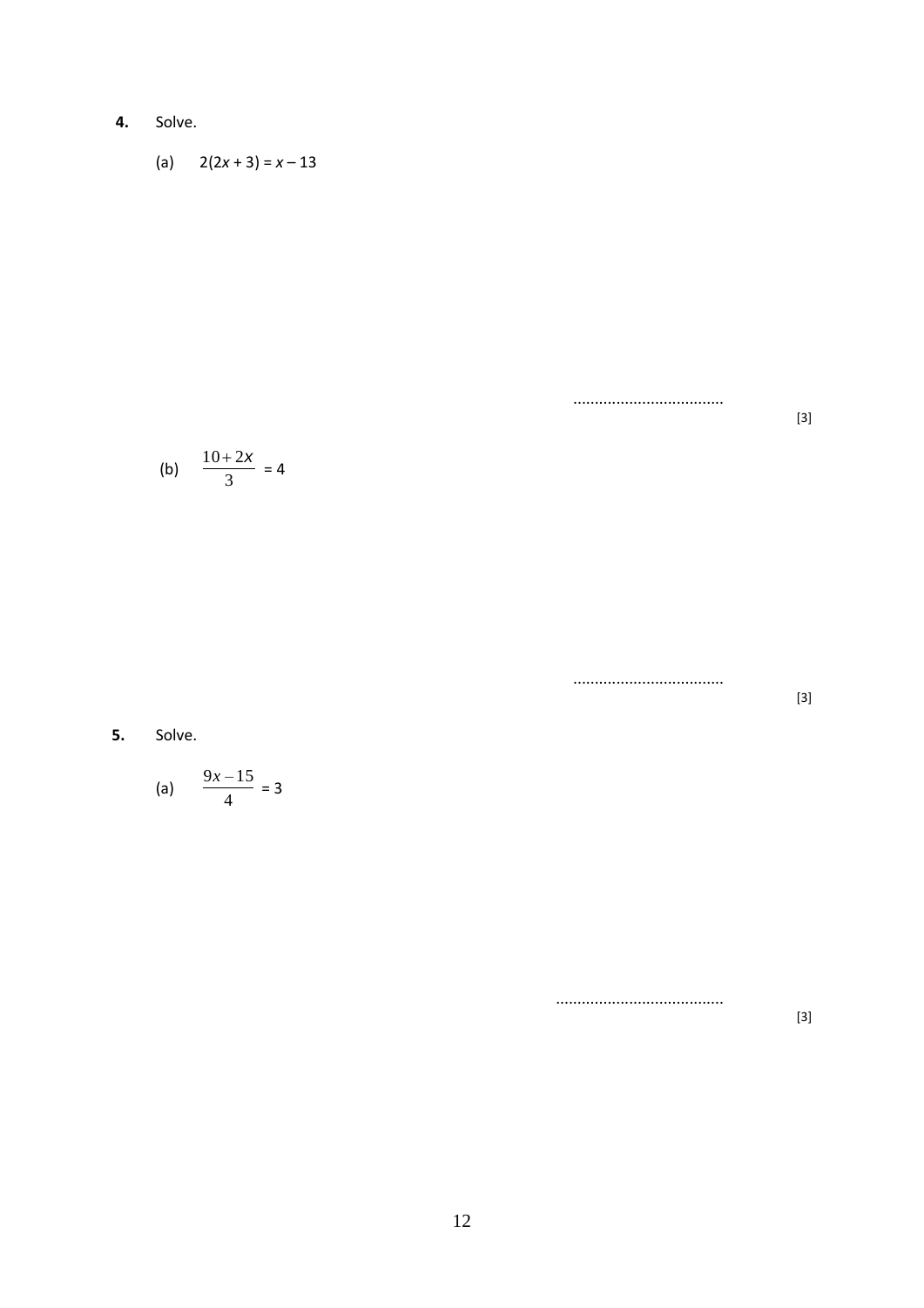**4.** Solve.

(a) $2(2x + 3) = x - 13$

...................................

[3]

(b) $\frac{10+2x}{3} = 4$

...................................

[3]

**5.** Solve.

(a) $\frac{9x-15}{4} = 3$

.......................................

[3]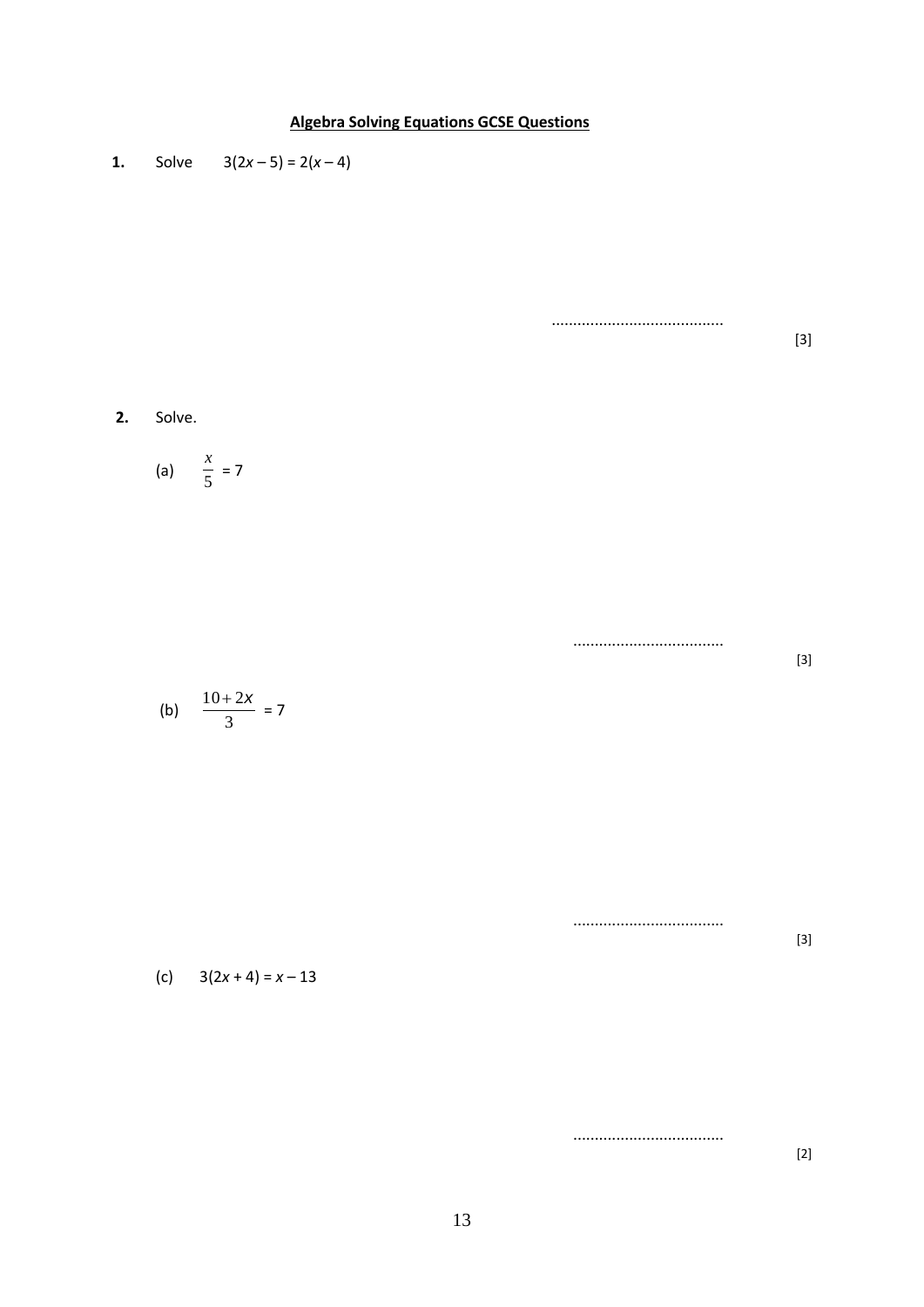**Algebra Solving Equations GCSE Questions**

**1.** Solve $3(2x – 5) = 2(x – 4)$

........................................

[3]

**2.** Solve.

(a) $\frac{x}{5} = 7$

...................................

[3]

(b) $\frac{10+2x}{3} = 7$

...................................

[3]

(c) $3(2x + 4) = x – 13$

...................................

[2]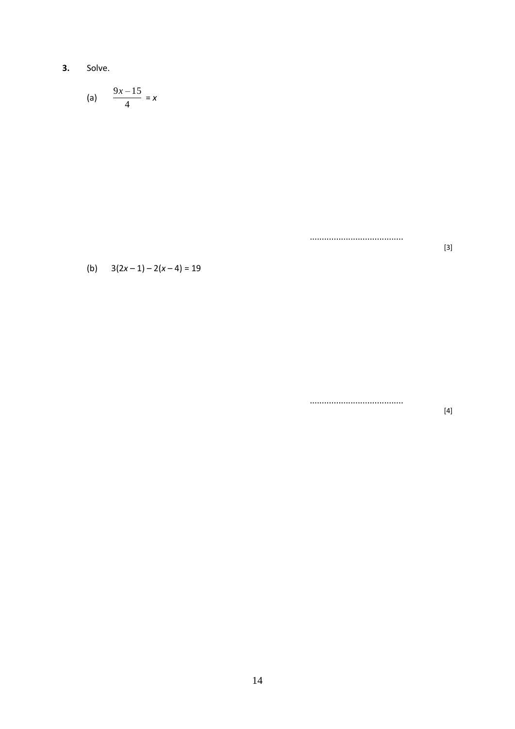**3.** Solve.

(a) $\dfrac{9x - 15}{4} = x$

.......................................

[3]

(b) $3(2x - 1) - 2(x - 4) = 19$

.......................................

[4]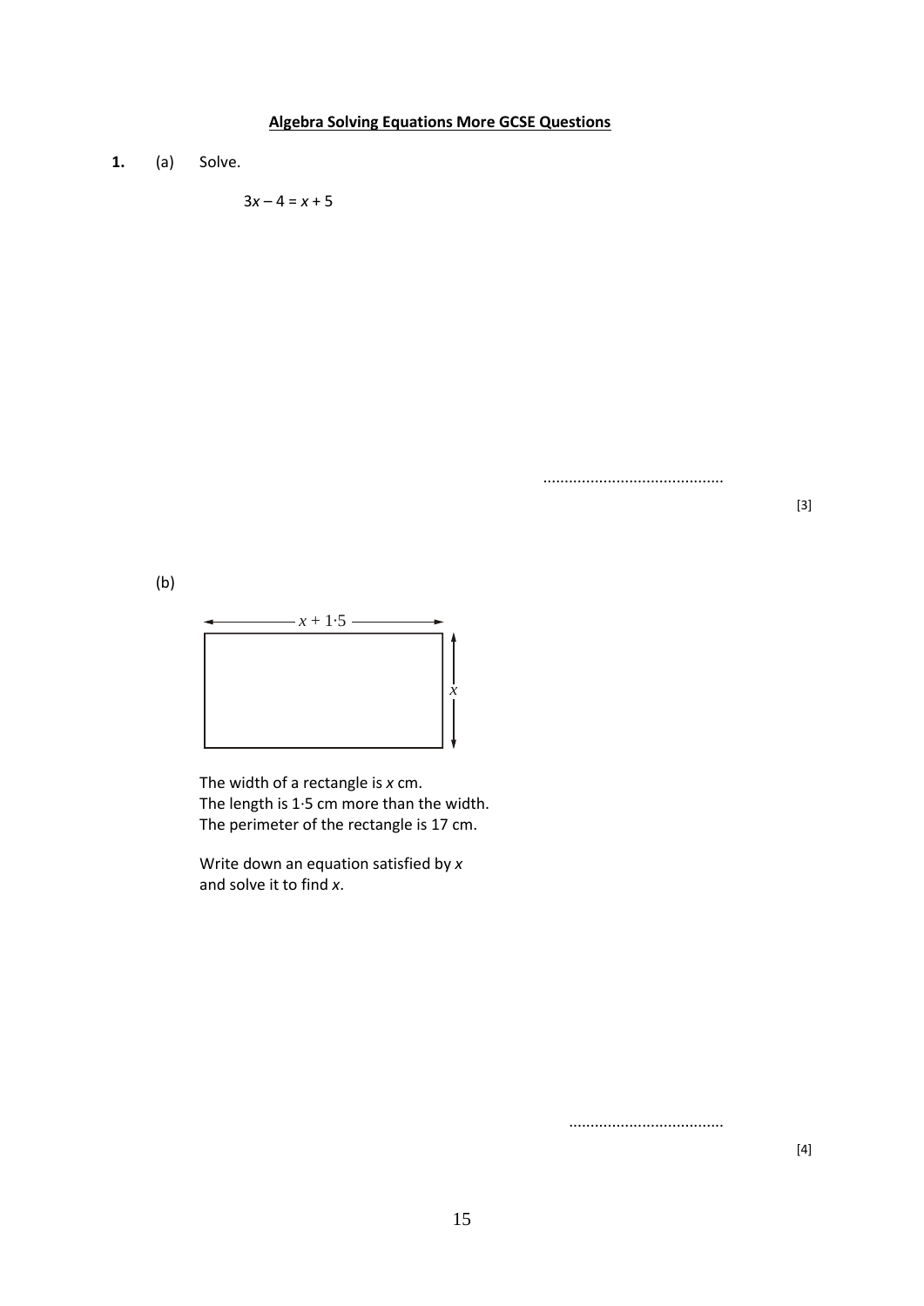## Algebra Solving Equations More GCSE Questions

**1.** (a) Solve.

$3x - 4 = x + 5$

..........................................

[3]

(b)

The width of a rectangle is $x$ cm.
The length is 1·5 cm more than the width.
The perimeter of the rectangle is 17 cm.

Write down an equation satisfied by $x$ and solve it to find $x$.

....................................

[4]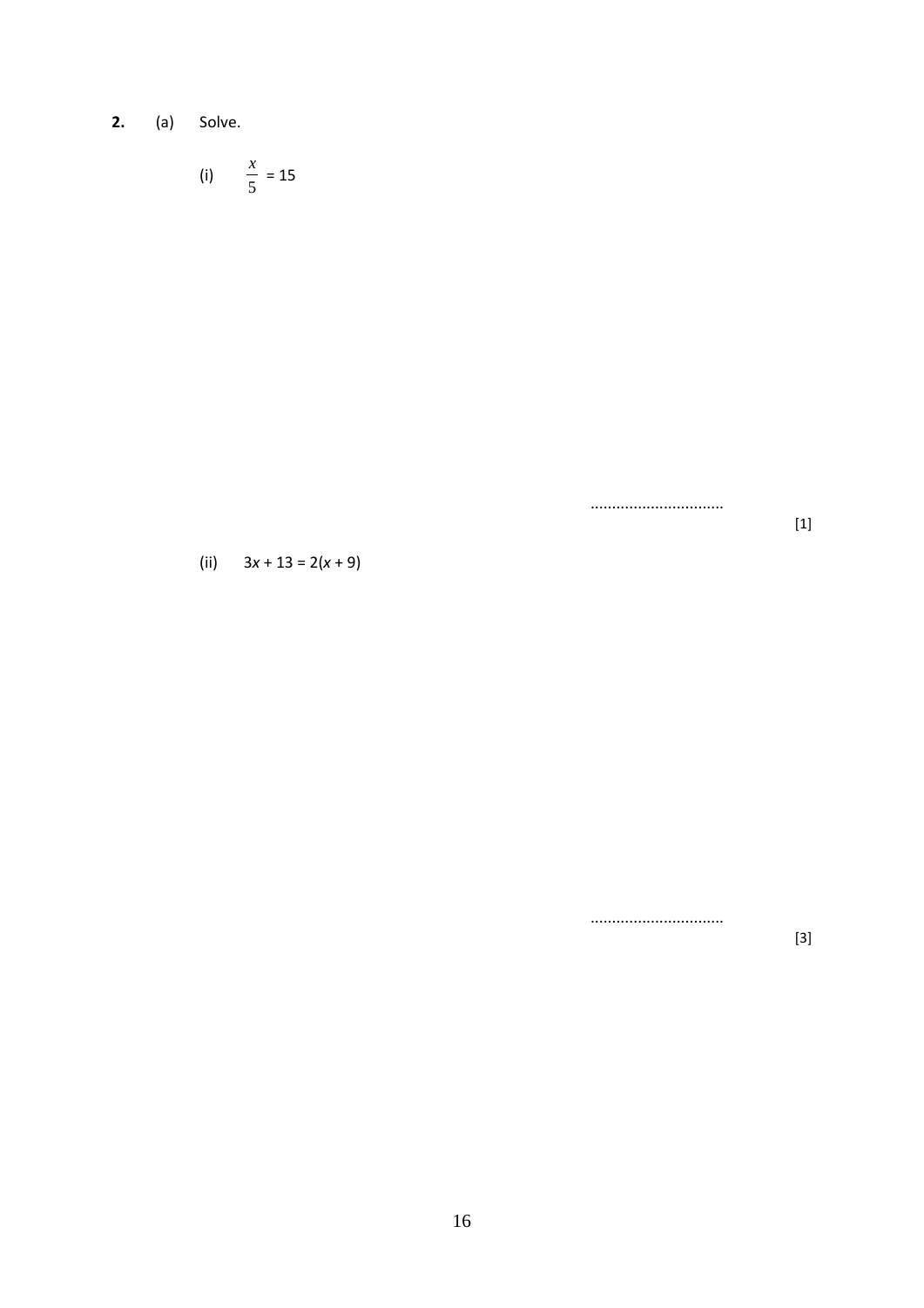**2.** (a) Solve.

(i) $\frac{x}{5} = 15$

..............................

[1]

(ii) $3x + 13 = 2(x + 9)$

..............................

[3]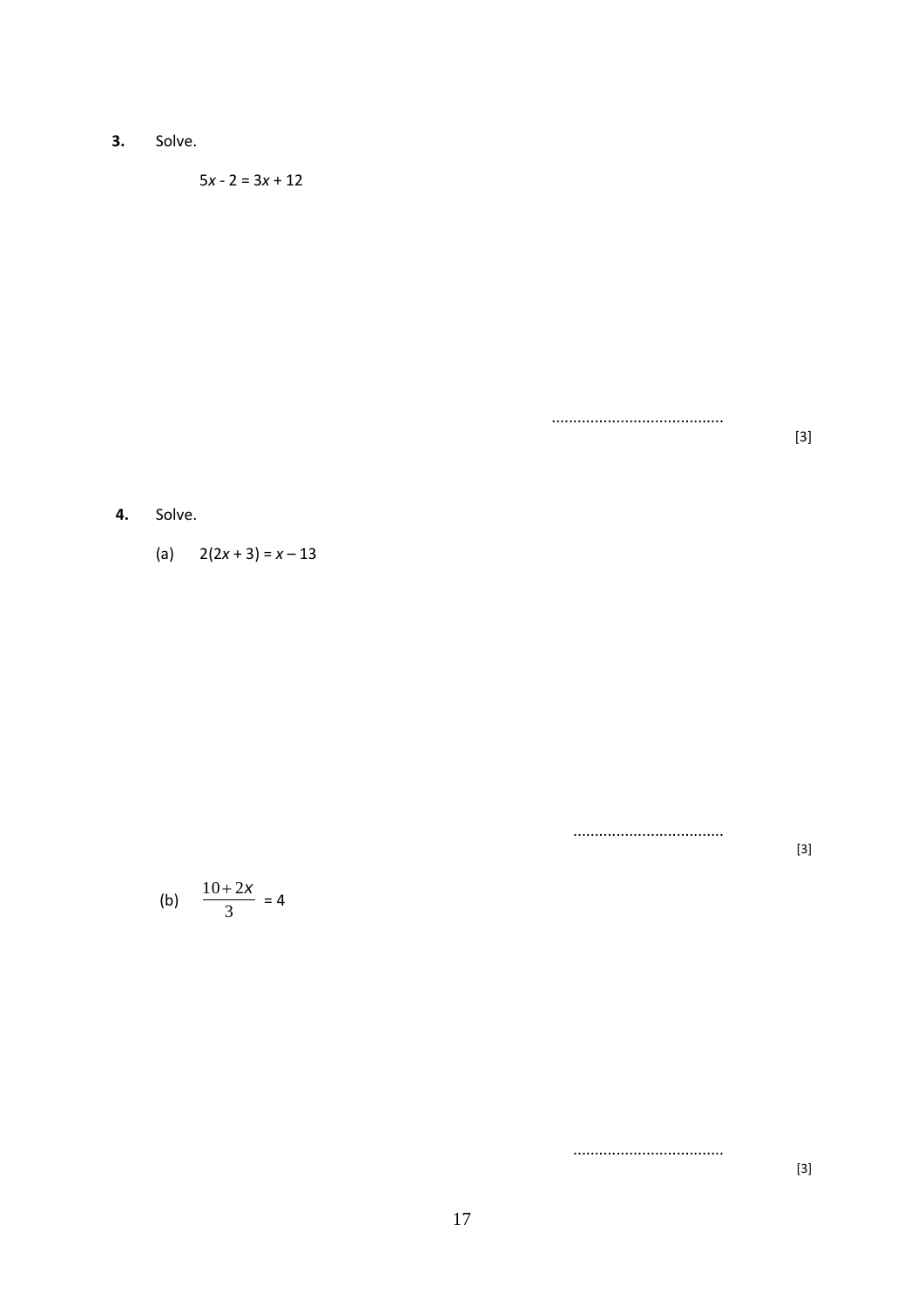**3.** Solve.

$$5x - 2 = 3x + 12$$

........................................ [3]

**4.** Solve.

(a) $2(2x + 3) = x - 13$

................................... [3]

(b) $\dfrac{10+2x}{3} = 4$

................................... [3]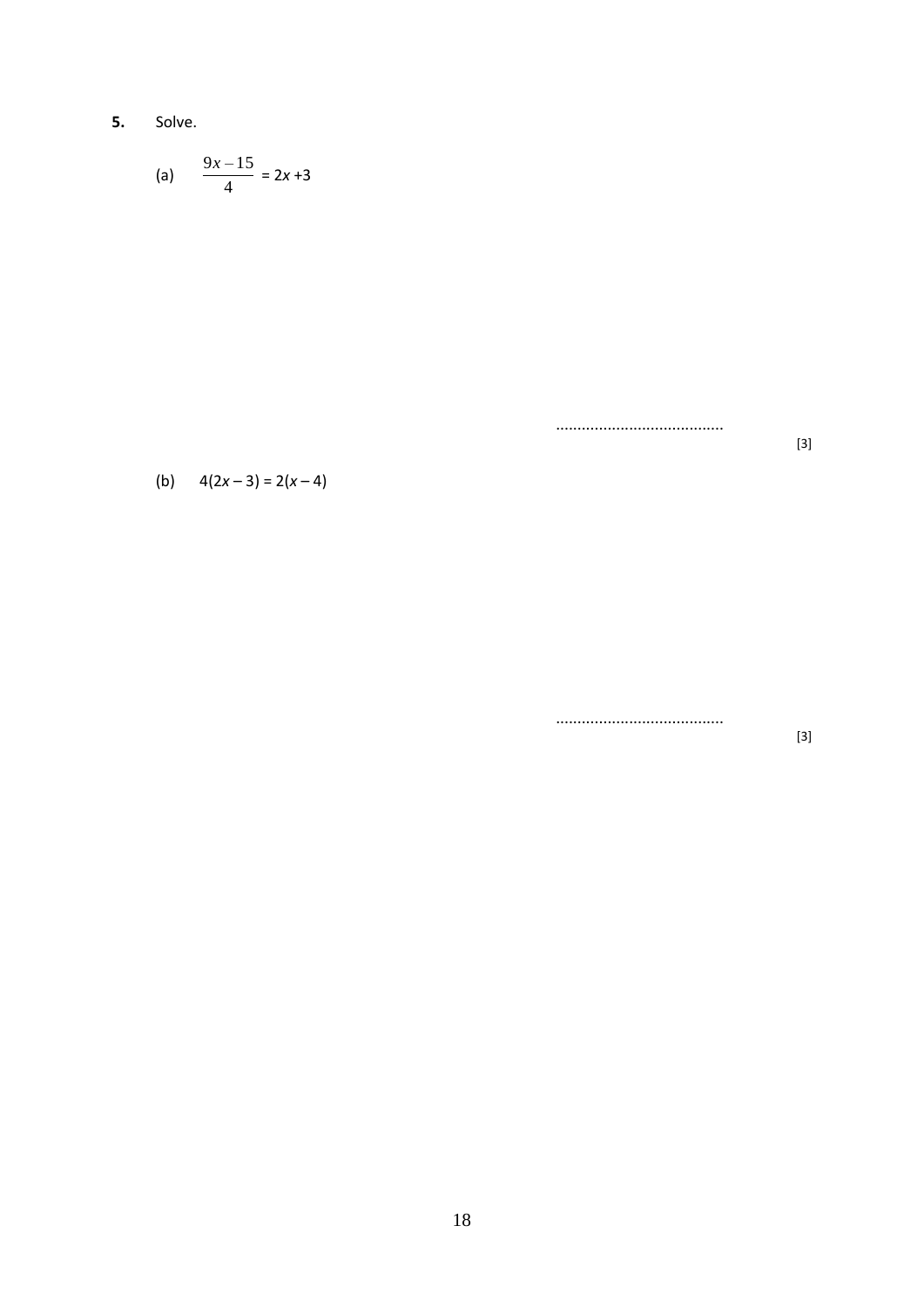**5.** Solve.

(a) $\frac{9x - 15}{4} = 2x + 3$

.......................................

[3]

(b) $4(2x - 3) = 2(x - 4)$

.......................................

[3]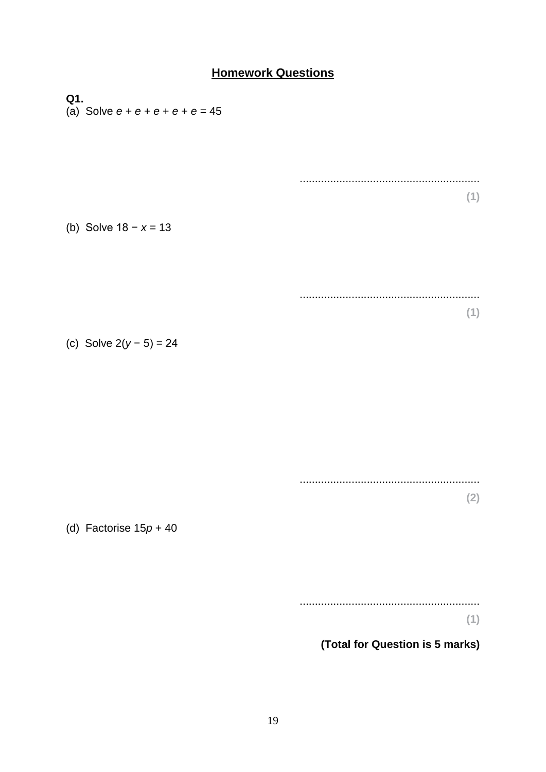## Homework Questions

**Q1.**

(a) Solve $e + e + e + e + e = 45$

..........................................................

**(1)**

(b) Solve $18 - x = 13$

..........................................................

**(1)**

(c) Solve $2(y - 5) = 24$

..........................................................

**(2)**

(d) Factorise $15p + 40$

..........................................................

**(1)**

**(Total for Question is 5 marks)**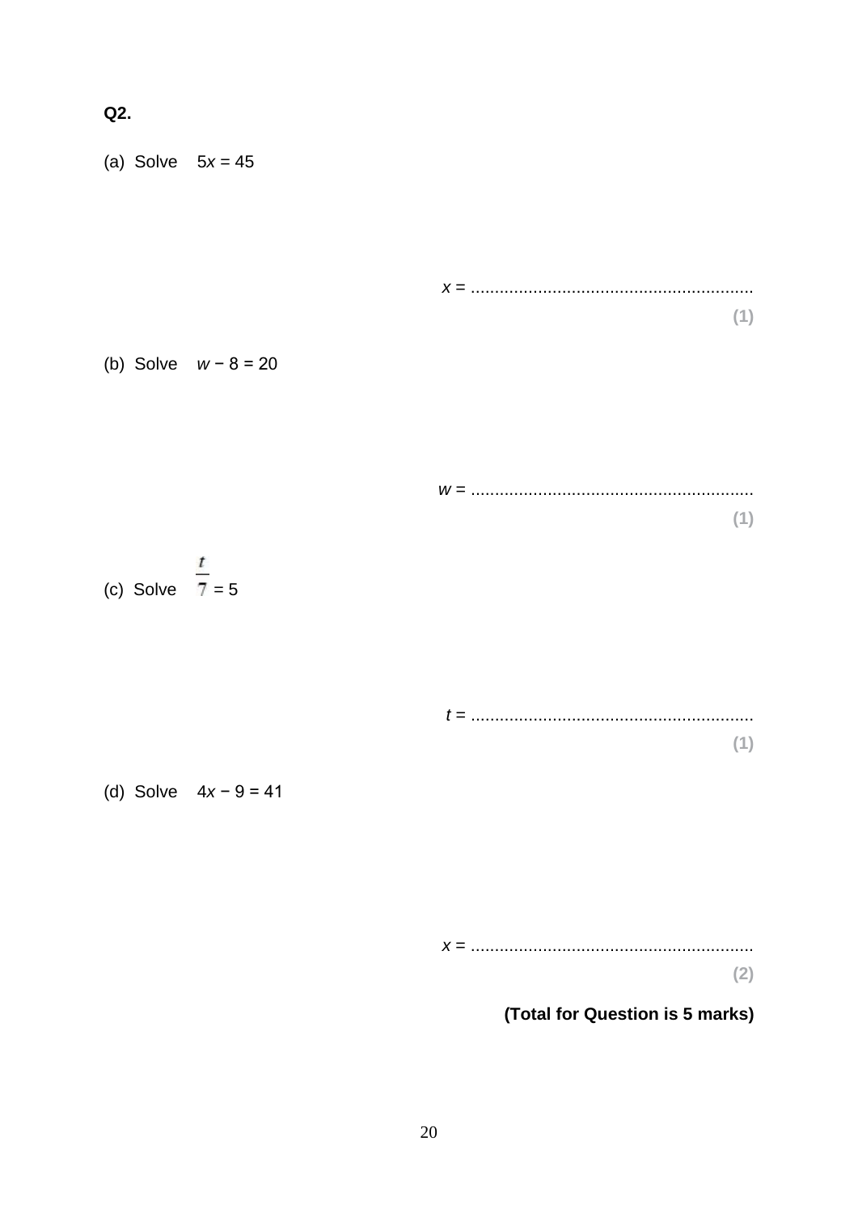**Q2.**

(a) Solve $5x = 45$

$x$ = ..........................................................

**(1)**

(b) Solve $w - 8 = 20$

$w$ = ..........................................................

**(1)**

(c) Solve $\frac{t}{7} = 5$

$t$ = ..........................................................

**(1)**

(d) Solve $4x - 9 = 41$

$x$ = ..........................................................

**(2)**

**(Total for Question is 5 marks)**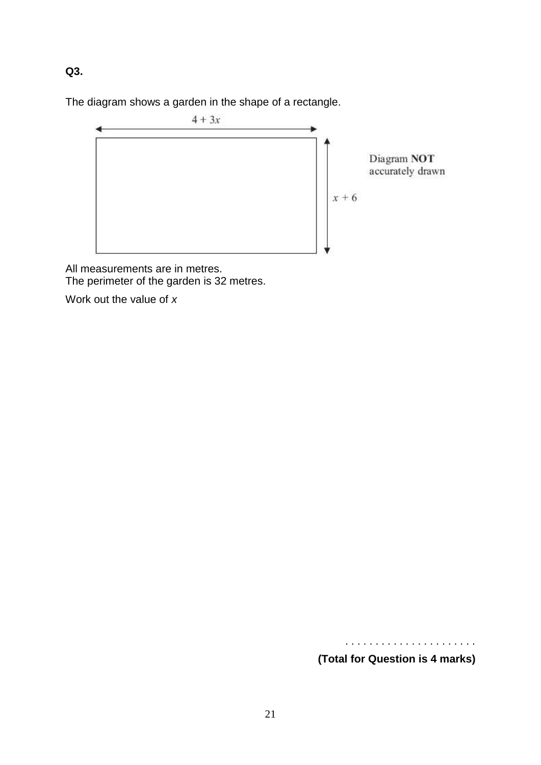**Q3.**

The diagram shows a garden in the shape of a rectangle.

$4 + 3x$

$x + 6$

Diagram **NOT** accurately drawn

All measurements are in metres.
The perimeter of the garden is 32 metres.

Work out the value of $x$

. . . . . . . . . . . . . . . . . . . . . .

**(Total for Question is 4 marks)**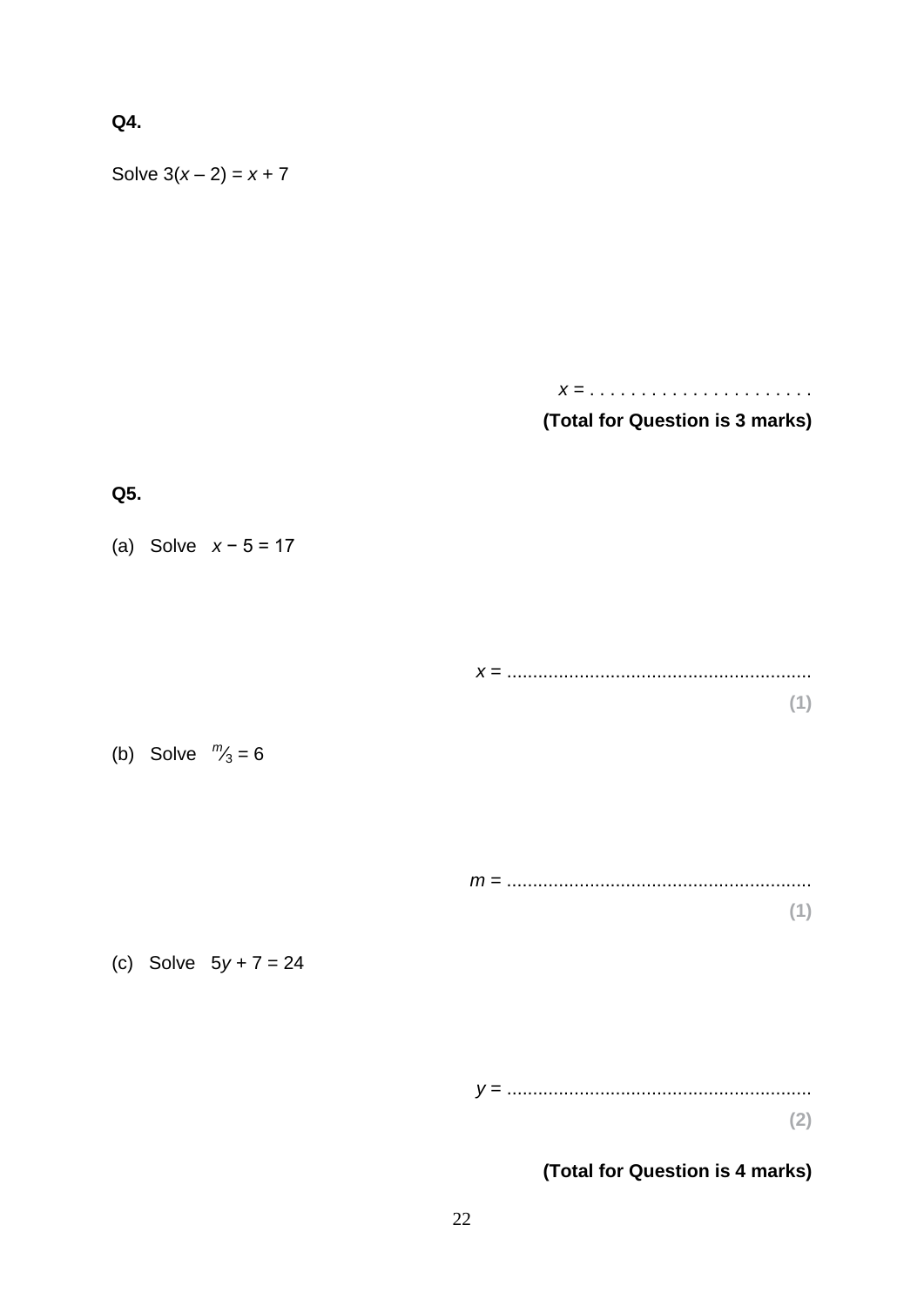**Q4.**

Solve $3(x - 2) = x + 7$

$x$ = . . . . . . . . . . . . . . . . . . . . . .

**(Total for Question is 3 marks)**

**Q5.**

(a) Solve $x - 5 = 17$

$x$ = ..........................................................

**(1)**

(b) Solve $\frac{m}{3} = 6$

$m$ = ..........................................................

**(1)**

(c) Solve $5y + 7 = 24$

$y$ = ..........................................................

**(2)**

**(Total for Question is 4 marks)**